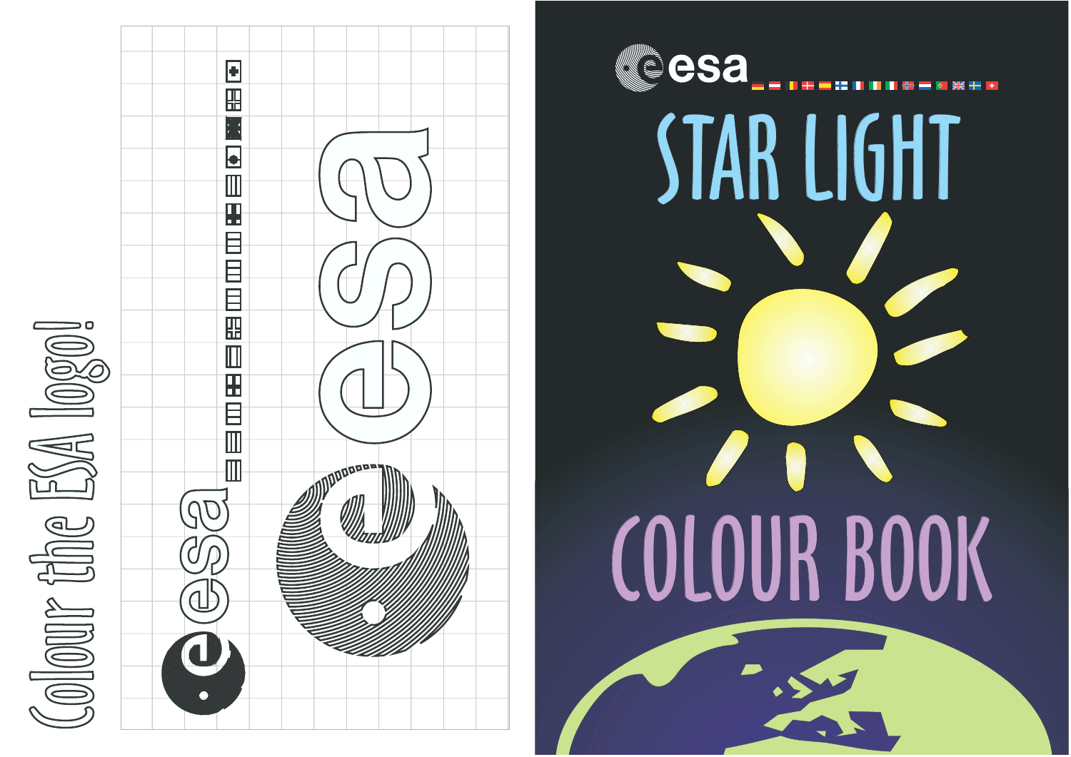Colour the ESA logo!

esa

esa

# STAR LIGHT

# COLOUR BOOK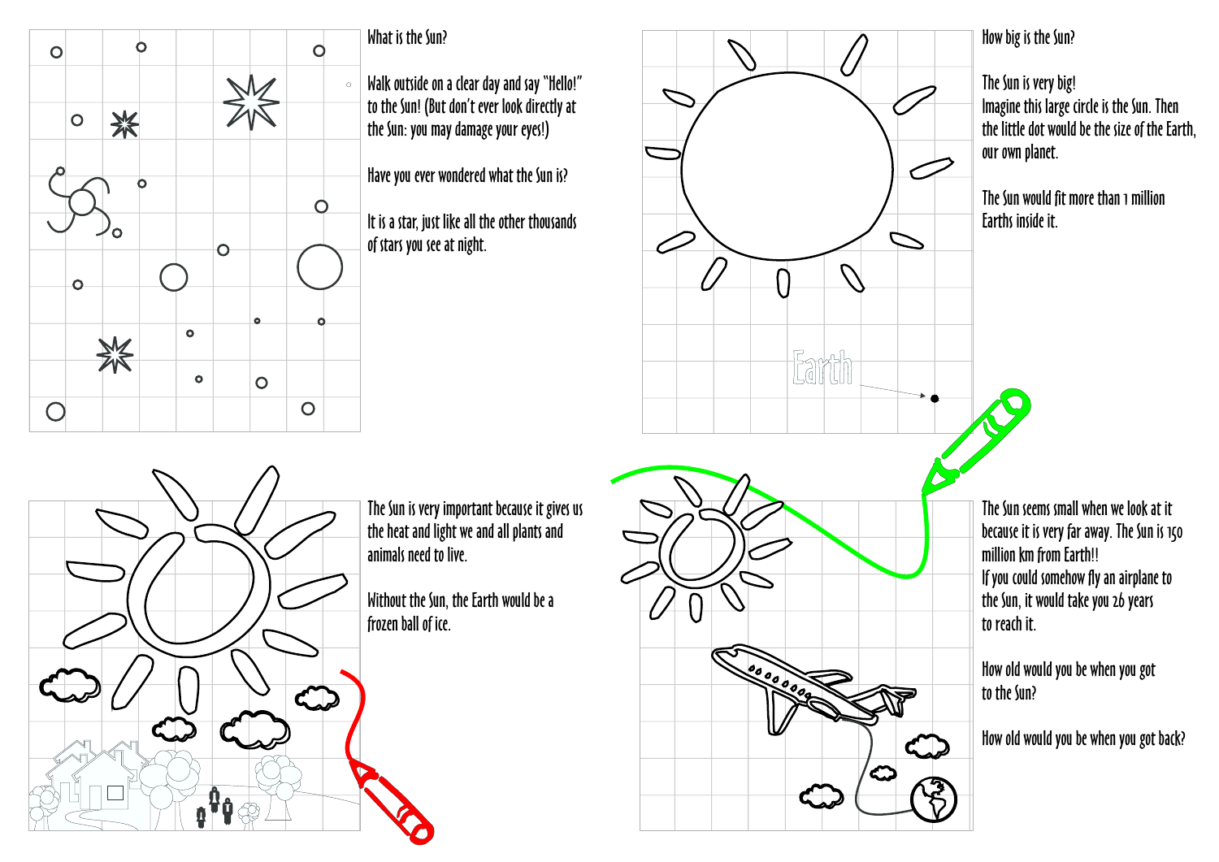## What is the Sun?

Walk outside on a clear day and say "Hello!" to the Sun! (But don't ever look directly at the Sun: you may damage your eyes!)

Have you ever wondered what the Sun is?

It is a star, just like all the other thousands of stars you see at night.

## How big is the Sun?

The Sun is very big!
Imagine this large circle is the Sun. Then the little dot would be the size of the Earth, our own planet.

The Sun would fit more than 1 million Earths inside it.

Earth

The Sun is very important because it gives us the heat and light we and all plants and animals need to live.

Without the Sun, the Earth would be a frozen ball of ice.

The Sun seems small when we look at it because it is very far away. The Sun is 150 million km from Earth!!
If you could somehow fly an airplane to the Sun, it would take you 26 years to reach it.

How old would you be when you got to the Sun?

How old would you be when you got back?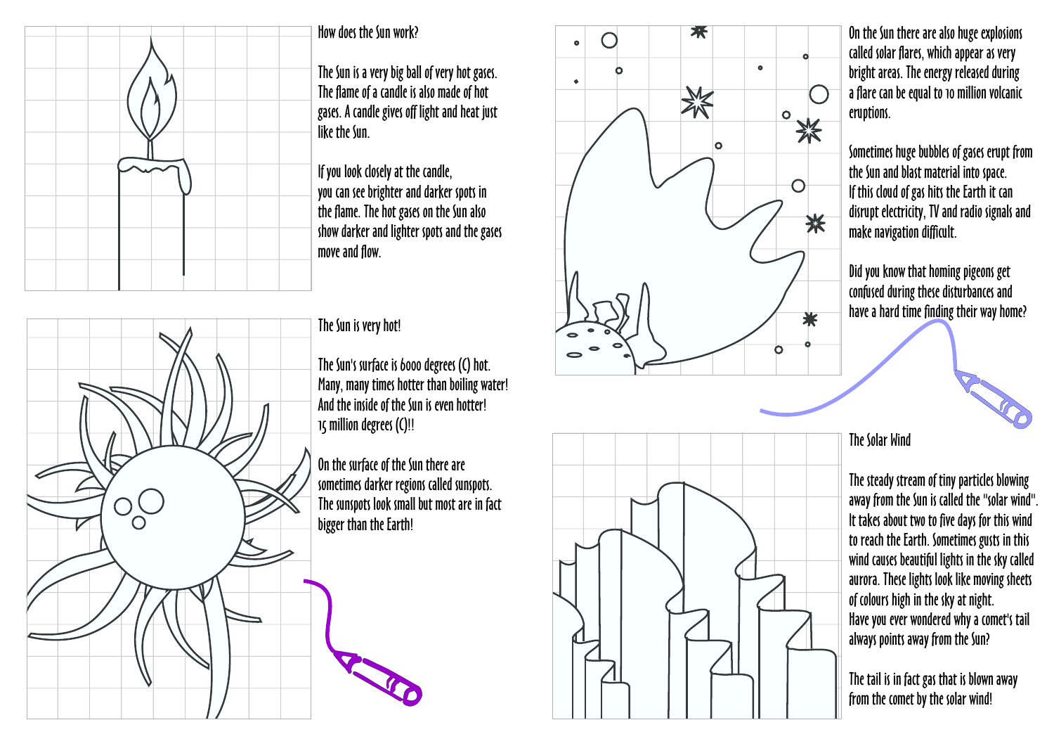## How does the Sun work?

The Sun is a very big ball of very hot gases. The flame of a candle is also made of hot gases. A candle gives off light and heat just like the Sun.

If you look closely at the candle, you can see brighter and darker spots in the flame. The hot gases on the Sun also show darker and lighter spots and the gases move and flow.

## The Sun is very hot!

The Sun's surface is 6000 degrees (C) hot. Many, many times hotter than boiling water! And the inside of the Sun is even hotter! 15 million degrees (C)!!

On the surface of the Sun there are sometimes darker regions called sunspots. The sunspots look small but most are in fact bigger than the Earth!

On the Sun there are also huge explosions called solar flares, which appear as very bright areas. The energy released during a flare can be equal to 10 million volcanic eruptions.

Sometimes huge bubbles of gases erupt from the Sun and blast material into space. If this cloud of gas hits the Earth it can disrupt electricity, TV and radio signals and make navigation difficult.

Did you know that homing pigeons get confused during these disturbances and have a hard time finding their way home?

## The Solar Wind

The steady stream of tiny particles blowing away from the Sun is called the "solar wind". It takes about two to five days for this wind to reach the Earth. Sometimes gusts in this wind causes beautiful lights in the sky called aurora. These lights look like moving sheets of colours high in the sky at night. Have you ever wondered why a comet's tail always points away from the Sun?

The tail is in fact gas that is blown away from the comet by the solar wind!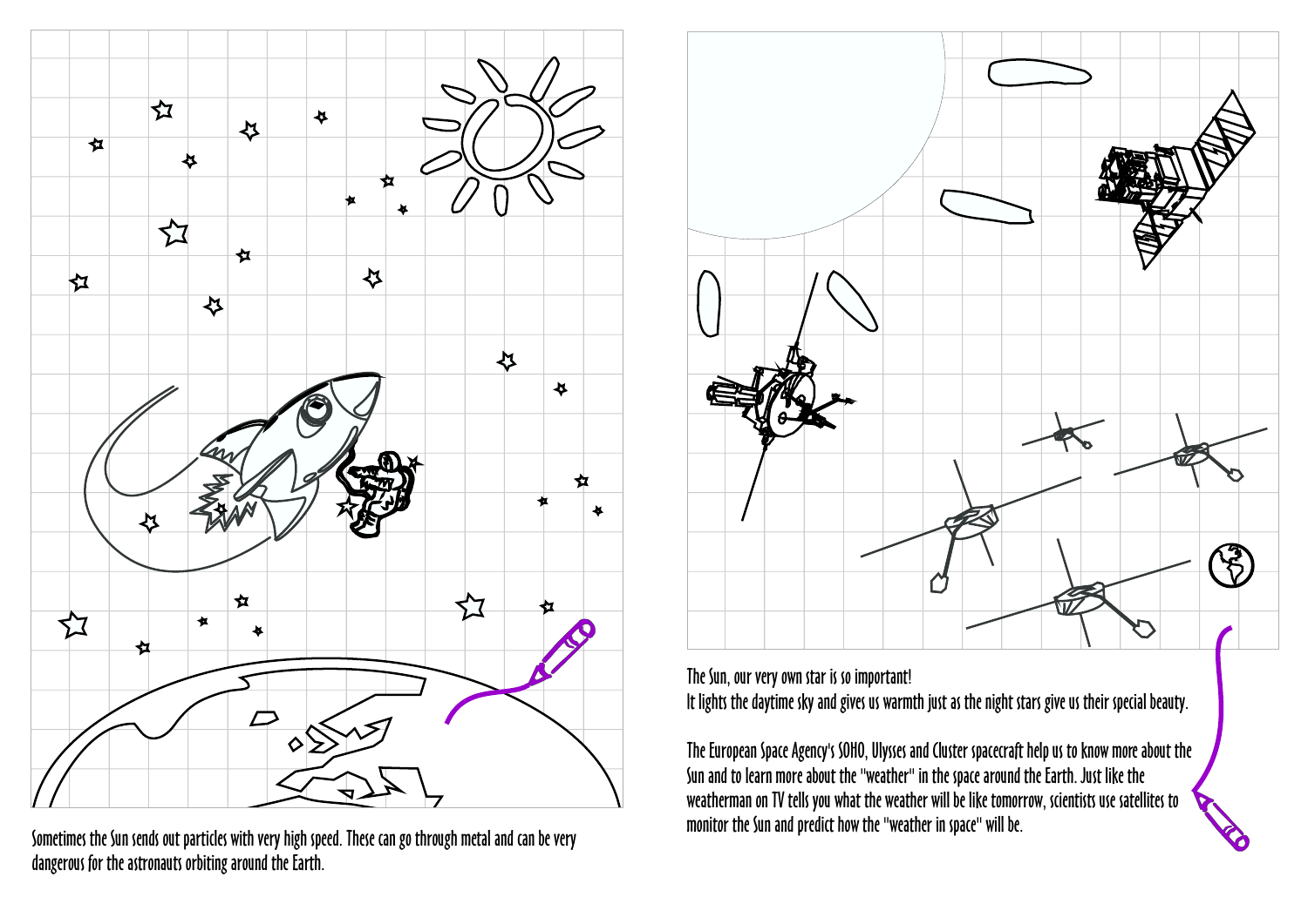Sometimes the Sun sends out particles with very high speed. These can go through metal and can be very dangerous for the astronauts orbiting around the Earth.

The Sun, our very own star is so important!
It lights the daytime sky and gives us warmth just as the night stars give us their special beauty.

The European Space Agency's SOHO, Ulysses and Cluster spacecraft help us to know more about the Sun and to learn more about the "weather" in the space around the Earth. Just like the weatherman on TV tells you what the weather will be like tomorrow, scientists use satellites to monitor the Sun and predict how the "weather in space" will be.